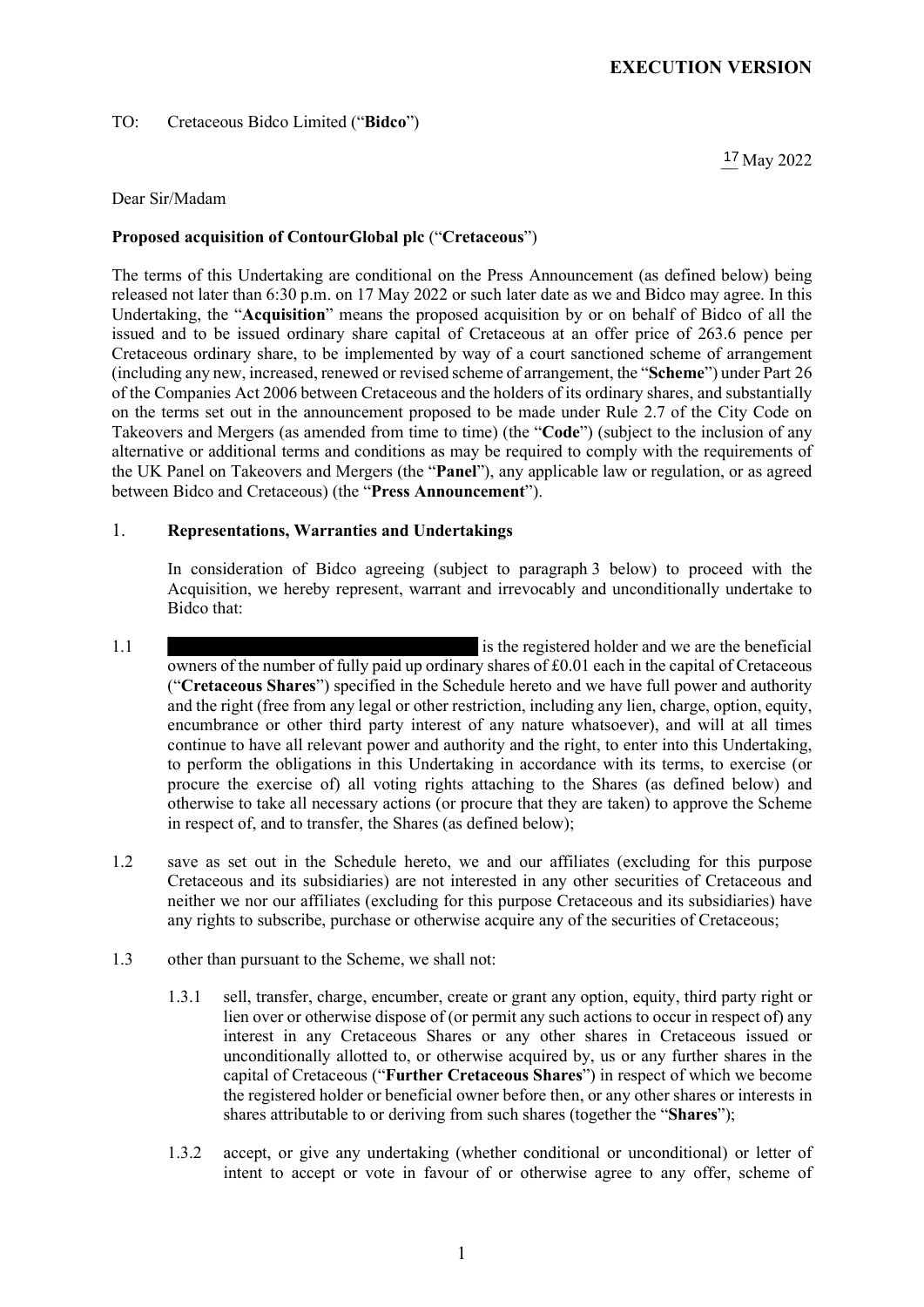**EXECUTION VERSION**

TO: Cretaceous Bidco Limited ("**Bidco**")

17 May 2022

Dear Sir/Madam

**Proposed acquisition of ContourGlobal plc** ("**Cretaceous**")

The terms of this Undertaking are conditional on the Press Announcement (as defined below) being released not later than 6:30 p.m. on 17 May 2022 or such later date as we and Bidco may agree. In this Undertaking, the "**Acquisition**" means the proposed acquisition by or on behalf of Bidco of all the issued and to be issued ordinary share capital of Cretaceous at an offer price of 263.6 pence per Cretaceous ordinary share, to be implemented by way of a court sanctioned scheme of arrangement (including any new, increased, renewed or revised scheme of arrangement, the "**Scheme**") under Part 26 of the Companies Act 2006 between Cretaceous and the holders of its ordinary shares, and substantially on the terms set out in the announcement proposed to be made under Rule 2.7 of the City Code on Takeovers and Mergers (as amended from time to time) (the "**Code**") (subject to the inclusion of any alternative or additional terms and conditions as may be required to comply with the requirements of the UK Panel on Takeovers and Mergers (the "**Panel**"), any applicable law or regulation, or as agreed between Bidco and Cretaceous) (the "**Press Announcement**").

## 1. Representations, Warranties and Undertakings

In consideration of Bidco agreeing (subject to paragraph 3 below) to proceed with the Acquisition, we hereby represent, warrant and irrevocably and unconditionally undertake to Bidco that:

1.1 [REDACTED] is the registered holder and we are the beneficial owners of the number of fully paid up ordinary shares of £0.01 each in the capital of Cretaceous ("**Cretaceous Shares**") specified in the Schedule hereto and we have full power and authority and the right (free from any legal or other restriction, including any lien, charge, option, equity, encumbrance or other third party interest of any nature whatsoever), and will at all times continue to have all relevant power and authority and the right, to enter into this Undertaking, to perform the obligations in this Undertaking in accordance with its terms, to exercise (or procure the exercise of) all voting rights attaching to the Shares (as defined below) and otherwise to take all necessary actions (or procure that they are taken) to approve the Scheme in respect of, and to transfer, the Shares (as defined below);

1.2 save as set out in the Schedule hereto, we and our affiliates (excluding for this purpose Cretaceous and its subsidiaries) are not interested in any other securities of Cretaceous and neither we nor our affiliates (excluding for this purpose Cretaceous and its subsidiaries) have any rights to subscribe, purchase or otherwise acquire any of the securities of Cretaceous;

1.3 other than pursuant to the Scheme, we shall not:

1.3.1 sell, transfer, charge, encumber, create or grant any option, equity, third party right or lien over or otherwise dispose of (or permit any such actions to occur in respect of) any interest in any Cretaceous Shares or any other shares in Cretaceous issued or unconditionally allotted to, or otherwise acquired by, us or any further shares in the capital of Cretaceous ("**Further Cretaceous Shares**") in respect of which we become the registered holder or beneficial owner before then, or any other shares or interests in shares attributable to or deriving from such shares (together the "**Shares**");

1.3.2 accept, or give any undertaking (whether conditional or unconditional) or letter of intent to accept or vote in favour of or otherwise agree to any offer, scheme of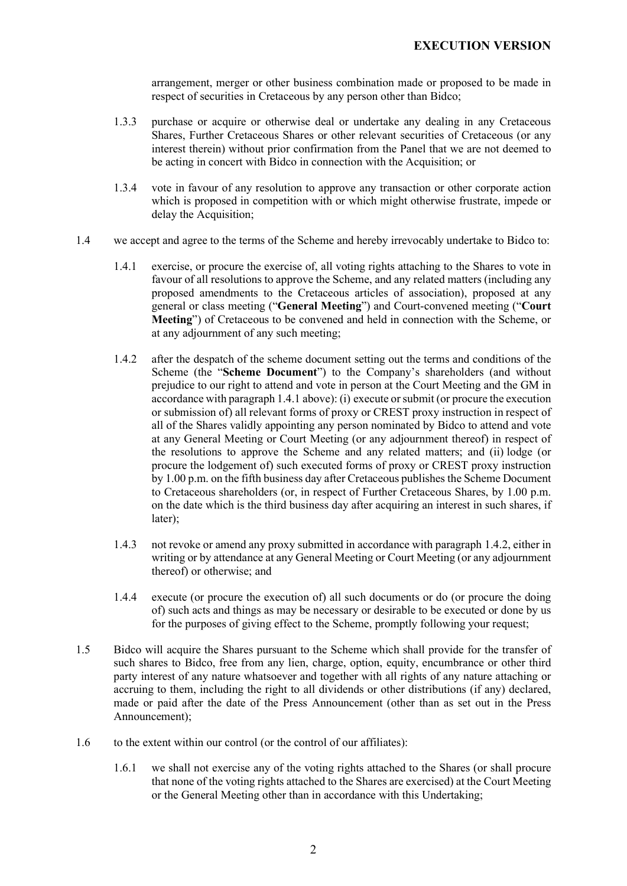arrangement, merger or other business combination made or proposed to be made in respect of securities in Cretaceous by any person other than Bidco;

1.3.3 purchase or acquire or otherwise deal or undertake any dealing in any Cretaceous Shares, Further Cretaceous Shares or other relevant securities of Cretaceous (or any interest therein) without prior confirmation from the Panel that we are not deemed to be acting in concert with Bidco in connection with the Acquisition; or

1.3.4 vote in favour of any resolution to approve any transaction or other corporate action which is proposed in competition with or which might otherwise frustrate, impede or delay the Acquisition;

1.4 we accept and agree to the terms of the Scheme and hereby irrevocably undertake to Bidco to:

1.4.1 exercise, or procure the exercise of, all voting rights attaching to the Shares to vote in favour of all resolutions to approve the Scheme, and any related matters (including any proposed amendments to the Cretaceous articles of association), proposed at any general or class meeting ("**General Meeting**") and Court-convened meeting ("**Court Meeting**") of Cretaceous to be convened and held in connection with the Scheme, or at any adjournment of any such meeting;

1.4.2 after the despatch of the scheme document setting out the terms and conditions of the Scheme (the "**Scheme Document**") to the Company's shareholders (and without prejudice to our right to attend and vote in person at the Court Meeting and the GM in accordance with paragraph 1.4.1 above): (i) execute or submit (or procure the execution or submission of) all relevant forms of proxy or CREST proxy instruction in respect of all of the Shares validly appointing any person nominated by Bidco to attend and vote at any General Meeting or Court Meeting (or any adjournment thereof) in respect of the resolutions to approve the Scheme and any related matters; and (ii) lodge (or procure the lodgement of) such executed forms of proxy or CREST proxy instruction by 1.00 p.m. on the fifth business day after Cretaceous publishes the Scheme Document to Cretaceous shareholders (or, in respect of Further Cretaceous Shares, by 1.00 p.m. on the date which is the third business day after acquiring an interest in such shares, if later);

1.4.3 not revoke or amend any proxy submitted in accordance with paragraph 1.4.2, either in writing or by attendance at any General Meeting or Court Meeting (or any adjournment thereof) or otherwise; and

1.4.4 execute (or procure the execution of) all such documents or do (or procure the doing of) such acts and things as may be necessary or desirable to be executed or done by us for the purposes of giving effect to the Scheme, promptly following your request;

1.5 Bidco will acquire the Shares pursuant to the Scheme which shall provide for the transfer of such shares to Bidco, free from any lien, charge, option, equity, encumbrance or other third party interest of any nature whatsoever and together with all rights of any nature attaching or accruing to them, including the right to all dividends or other distributions (if any) declared, made or paid after the date of the Press Announcement (other than as set out in the Press Announcement);

1.6 to the extent within our control (or the control of our affiliates):

1.6.1 we shall not exercise any of the voting rights attached to the Shares (or shall procure that none of the voting rights attached to the Shares are exercised) at the Court Meeting or the General Meeting other than in accordance with this Undertaking;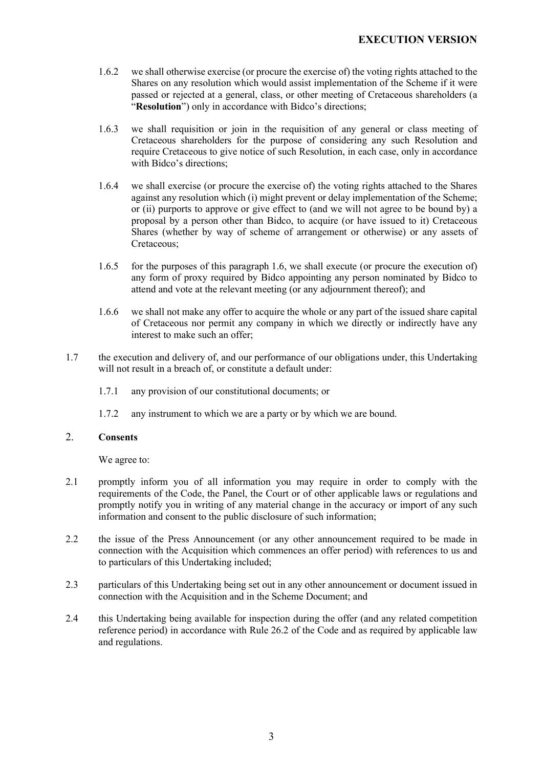1.6.2 we shall otherwise exercise (or procure the exercise of) the voting rights attached to the Shares on any resolution which would assist implementation of the Scheme if it were passed or rejected at a general, class, or other meeting of Cretaceous shareholders (a "**Resolution**") only in accordance with Bidco's directions;

1.6.3 we shall requisition or join in the requisition of any general or class meeting of Cretaceous shareholders for the purpose of considering any such Resolution and require Cretaceous to give notice of such Resolution, in each case, only in accordance with Bidco's directions;

1.6.4 we shall exercise (or procure the exercise of) the voting rights attached to the Shares against any resolution which (i) might prevent or delay implementation of the Scheme; or (ii) purports to approve or give effect to (and we will not agree to be bound by) a proposal by a person other than Bidco, to acquire (or have issued to it) Cretaceous Shares (whether by way of scheme of arrangement or otherwise) or any assets of Cretaceous;

1.6.5 for the purposes of this paragraph 1.6, we shall execute (or procure the execution of) any form of proxy required by Bidco appointing any person nominated by Bidco to attend and vote at the relevant meeting (or any adjournment thereof); and

1.6.6 we shall not make any offer to acquire the whole or any part of the issued share capital of Cretaceous nor permit any company in which we directly or indirectly have any interest to make such an offer;

1.7 the execution and delivery of, and our performance of our obligations under, this Undertaking will not result in a breach of, or constitute a default under:

1.7.1 any provision of our constitutional documents; or

1.7.2 any instrument to which we are a party or by which we are bound.

## 2. Consents

We agree to:

2.1 promptly inform you of all information you may require in order to comply with the requirements of the Code, the Panel, the Court or of other applicable laws or regulations and promptly notify you in writing of any material change in the accuracy or import of any such information and consent to the public disclosure of such information;

2.2 the issue of the Press Announcement (or any other announcement required to be made in connection with the Acquisition which commences an offer period) with references to us and to particulars of this Undertaking included;

2.3 particulars of this Undertaking being set out in any other announcement or document issued in connection with the Acquisition and in the Scheme Document; and

2.4 this Undertaking being available for inspection during the offer (and any related competition reference period) in accordance with Rule 26.2 of the Code and as required by applicable law and regulations.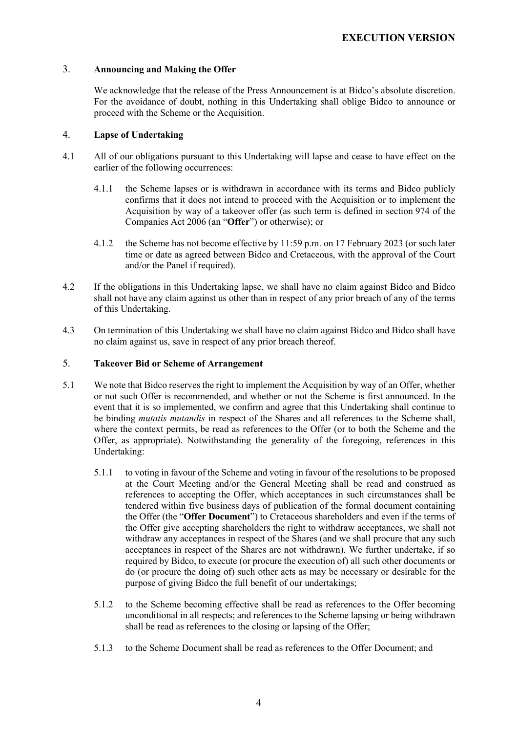## 3. Announcing and Making the Offer

We acknowledge that the release of the Press Announcement is at Bidco's absolute discretion. For the avoidance of doubt, nothing in this Undertaking shall oblige Bidco to announce or proceed with the Scheme or the Acquisition.

## 4. Lapse of Undertaking

4.1 All of our obligations pursuant to this Undertaking will lapse and cease to have effect on the earlier of the following occurrences:

4.1.1 the Scheme lapses or is withdrawn in accordance with its terms and Bidco publicly confirms that it does not intend to proceed with the Acquisition or to implement the Acquisition by way of a takeover offer (as such term is defined in section 974 of the Companies Act 2006 (an "**Offer**") or otherwise); or

4.1.2 the Scheme has not become effective by 11:59 p.m. on 17 February 2023 (or such later time or date as agreed between Bidco and Cretaceous, with the approval of the Court and/or the Panel if required).

4.2 If the obligations in this Undertaking lapse, we shall have no claim against Bidco and Bidco shall not have any claim against us other than in respect of any prior breach of any of the terms of this Undertaking.

4.3 On termination of this Undertaking we shall have no claim against Bidco and Bidco shall have no claim against us, save in respect of any prior breach thereof.

## 5. Takeover Bid or Scheme of Arrangement

5.1 We note that Bidco reserves the right to implement the Acquisition by way of an Offer, whether or not such Offer is recommended, and whether or not the Scheme is first announced. In the event that it is so implemented, we confirm and agree that this Undertaking shall continue to be binding *mutatis mutandis* in respect of the Shares and all references to the Scheme shall, where the context permits, be read as references to the Offer (or to both the Scheme and the Offer, as appropriate). Notwithstanding the generality of the foregoing, references in this Undertaking:

5.1.1 to voting in favour of the Scheme and voting in favour of the resolutions to be proposed at the Court Meeting and/or the General Meeting shall be read and construed as references to accepting the Offer, which acceptances in such circumstances shall be tendered within five business days of publication of the formal document containing the Offer (the "**Offer Document**") to Cretaceous shareholders and even if the terms of the Offer give accepting shareholders the right to withdraw acceptances, we shall not withdraw any acceptances in respect of the Shares (and we shall procure that any such acceptances in respect of the Shares are not withdrawn). We further undertake, if so required by Bidco, to execute (or procure the execution of) all such other documents or do (or procure the doing of) such other acts as may be necessary or desirable for the purpose of giving Bidco the full benefit of our undertakings;

5.1.2 to the Scheme becoming effective shall be read as references to the Offer becoming unconditional in all respects; and references to the Scheme lapsing or being withdrawn shall be read as references to the closing or lapsing of the Offer;

5.1.3 to the Scheme Document shall be read as references to the Offer Document; and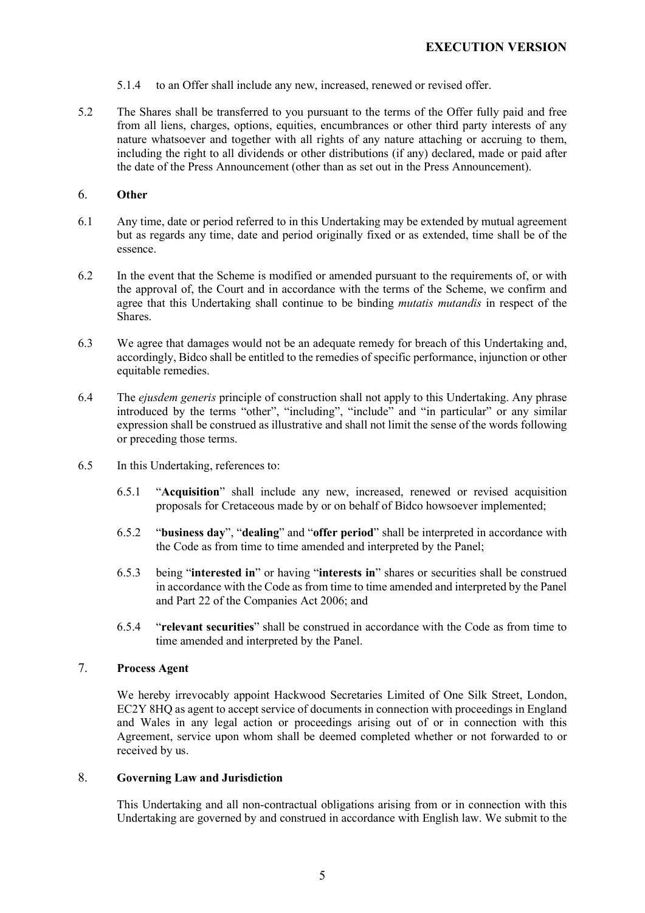5.1.4 to an Offer shall include any new, increased, renewed or revised offer.

5.2 The Shares shall be transferred to you pursuant to the terms of the Offer fully paid and free from all liens, charges, options, equities, encumbrances or other third party interests of any nature whatsoever and together with all rights of any nature attaching or accruing to them, including the right to all dividends or other distributions (if any) declared, made or paid after the date of the Press Announcement (other than as set out in the Press Announcement).

## 6. Other

6.1 Any time, date or period referred to in this Undertaking may be extended by mutual agreement but as regards any time, date and period originally fixed or as extended, time shall be of the essence.

6.2 In the event that the Scheme is modified or amended pursuant to the requirements of, or with the approval of, the Court and in accordance with the terms of the Scheme, we confirm and agree that this Undertaking shall continue to be binding *mutatis mutandis* in respect of the Shares.

6.3 We agree that damages would not be an adequate remedy for breach of this Undertaking and, accordingly, Bidco shall be entitled to the remedies of specific performance, injunction or other equitable remedies.

6.4 The *ejusdem generis* principle of construction shall not apply to this Undertaking. Any phrase introduced by the terms "other", "including", "include" and "in particular" or any similar expression shall be construed as illustrative and shall not limit the sense of the words following or preceding those terms.

6.5 In this Undertaking, references to:

6.5.1 "**Acquisition**" shall include any new, increased, renewed or revised acquisition proposals for Cretaceous made by or on behalf of Bidco howsoever implemented;

6.5.2 "**business day**", "**dealing**" and "**offer period**" shall be interpreted in accordance with the Code as from time to time amended and interpreted by the Panel;

6.5.3 being "**interested in**" or having "**interests in**" shares or securities shall be construed in accordance with the Code as from time to time amended and interpreted by the Panel and Part 22 of the Companies Act 2006; and

6.5.4 "**relevant securities**" shall be construed in accordance with the Code as from time to time amended and interpreted by the Panel.

## 7. Process Agent

We hereby irrevocably appoint Hackwood Secretaries Limited of One Silk Street, London, EC2Y 8HQ as agent to accept service of documents in connection with proceedings in England and Wales in any legal action or proceedings arising out of or in connection with this Agreement, service upon whom shall be deemed completed whether or not forwarded to or received by us.

## 8. Governing Law and Jurisdiction

This Undertaking and all non-contractual obligations arising from or in connection with this Undertaking are governed by and construed in accordance with English law. We submit to the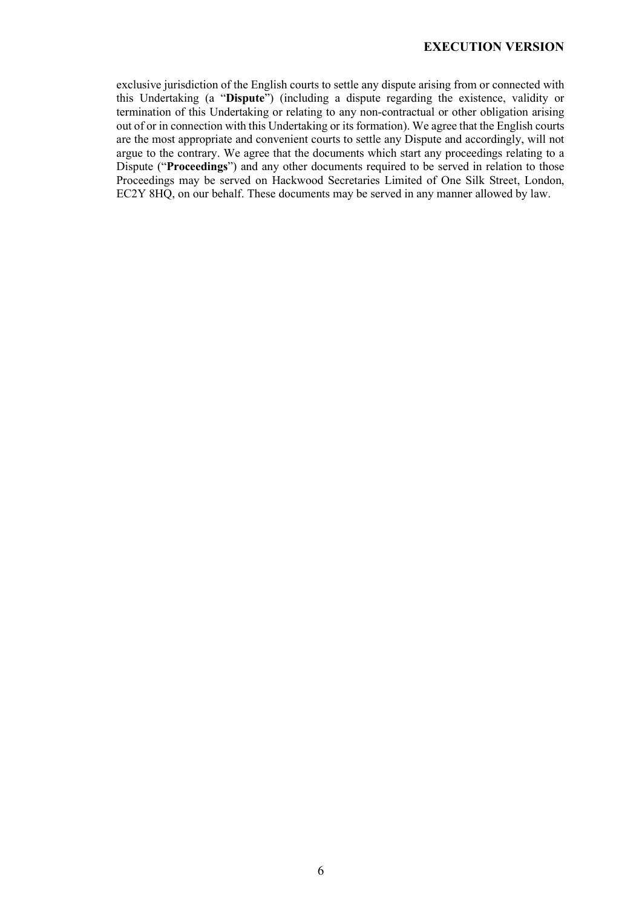exclusive jurisdiction of the English courts to settle any dispute arising from or connected with this Undertaking (a "**Dispute**") (including a dispute regarding the existence, validity or termination of this Undertaking or relating to any non-contractual or other obligation arising out of or in connection with this Undertaking or its formation). We agree that the English courts are the most appropriate and convenient courts to settle any Dispute and accordingly, will not argue to the contrary. We agree that the documents which start any proceedings relating to a Dispute ("**Proceedings**") and any other documents required to be served in relation to those Proceedings may be served on Hackwood Secretaries Limited of One Silk Street, London, EC2Y 8HQ, on our behalf. These documents may be served in any manner allowed by law.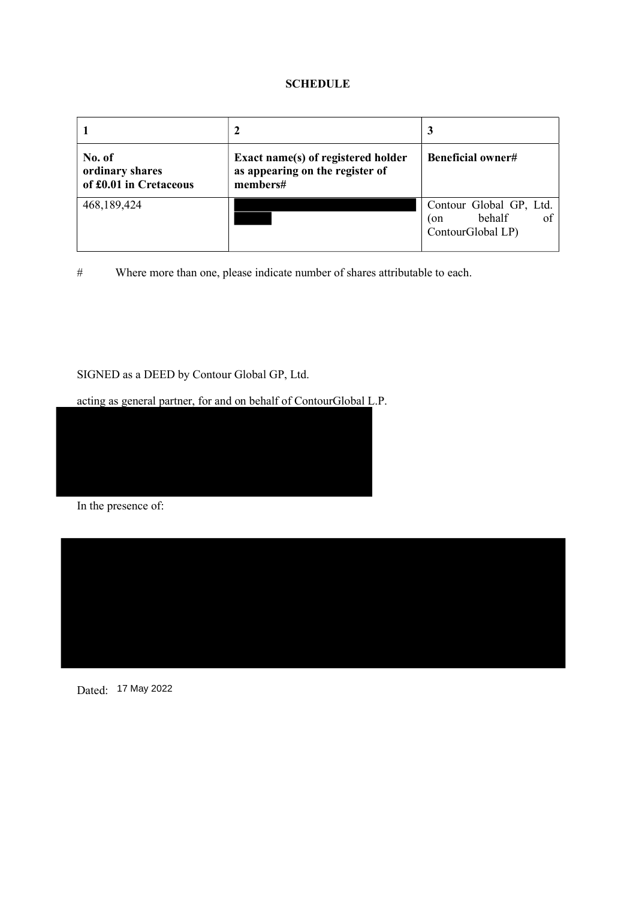**SCHEDULE**

| 1 | 2 | 3 |
|---|---|---|
| **No. of ordinary shares of £0.01 in Cretaceous** | **Exact name(s) of registered holder as appearing on the register of members#** | **Beneficial owner#** |
| 468,189,424 | | Contour Global GP, Ltd. (on behalf of ContourGlobal LP) |

\# Where more than one, please indicate number of shares attributable to each.

SIGNED as a DEED by Contour Global GP, Ltd.

acting as general partner, for and on behalf of ContourGlobal L.P.

In the presence of:

Dated: 17 May 2022